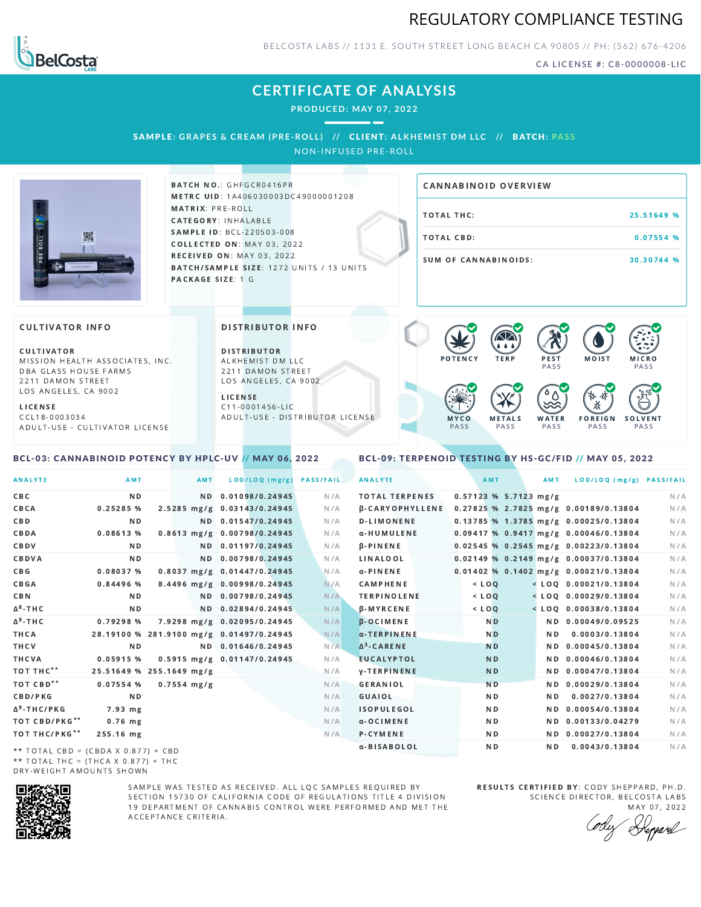# REGULATORY COMPLIANCE TESTING

BELCOSTA LABS // 1131 E. SOUTH STREET LONG BEACH CA 90805 // PH: (562) 676-4206

CA LICENSE #: C8-0000008-LIC

## CERTIFICATE OF ANALYSIS

PRODUCED: MAY 07, 2022

**SAMPLE:** GRAPES & CREAM (PRE-ROLL) // **CLIENT:** ALKHEMIST DM LLC // **BATCH:** PASS

NON-INFUSED PRE-ROLL

**BATCH NO.:** GHFGCR0416PR
**METRC UID:** 1A406030003DC49000001208
**MATRIX:** PRE-ROLL
**CATEGORY:** INHALABLE
**SAMPLE ID:** BCL-220503-008
**COLLECTED ON:** MAY 03, 2022
**RECEIVED ON:** MAY 03, 2022
**BATCH/SAMPLE SIZE:** 1272 UNITS / 13 UNITS
**PACKAGE SIZE:** 1 G

### CANNABINOID OVERVIEW

| | |
|---|---|
| TOTAL THC: | 25.51649 % |
| TOTAL CBD: | 0.07554 % |
| SUM OF CANNABINOIDS: | 30.30744 % |

### CULTIVATOR INFO

**CULTIVATOR**
MISSION HEALTH ASSOCIATES, INC.
DBA GLASS HOUSE FARMS
2211 DAMON STREET
LOS ANGELES, CA 9002

**LICENSE**
CCL18-0003034
ADULT-USE - CULTIVATOR LICENSE

### DISTRIBUTOR INFO

**DISTRIBUTOR**
ALKHEMIST DM LLC
2211 DAMON STREET
LOS ANGELES, CA 9002

**LICENSE**
C11-0001456-LIC
ADULT-USE - DISTRIBUTOR LICENSE

POTENCY | TERP | PEST PASS | MOIST | MICRO PASS | MYCO PASS | METALS PASS | WATER PASS | FOREIGN PASS | SOLVENT PASS

### BCL-03: CANNABINOID POTENCY BY HPLC-UV // MAY 06, 2022

| ANALYTE | AMT | AMT | LOD/LOQ (mg/g) | PASS/FAIL |
|---|---|---|---|---|
| CBC | ND | ND | 0.01098/0.24945 | N/A |
| CBCA | 0.25285 % | 2.5285 mg/g | 0.03143/0.24945 | N/A |
| CBD | ND | ND | 0.01547/0.24945 | N/A |
| CBDA | 0.08613 % | 0.8613 mg/g | 0.00798/0.24945 | N/A |
| CBDV | ND | ND | 0.01197/0.24945 | N/A |
| CBDVA | ND | ND | 0.00798/0.24945 | N/A |
| CBG | 0.08037 % | 0.8037 mg/g | 0.01447/0.24945 | N/A |
| CBGA | 0.84496 % | 8.4496 mg/g | 0.00998/0.24945 | N/A |
| CBN | ND | ND | 0.00798/0.24945 | N/A |
| Δ⁸-THC | ND | ND | 0.02894/0.24945 | N/A |
| Δ⁹-THC | 0.79298 % | 7.9298 mg/g | 0.02095/0.24945 | N/A |
| THCA | 28.19100 % | 281.9100 mg/g | 0.01497/0.24945 | N/A |
| THCV | ND | ND | 0.01646/0.24945 | N/A |
| THCVA | 0.05915 % | 0.5915 mg/g | 0.01147/0.24945 | N/A |
| TOT THC** | 25.51649 % | 255.1649 mg/g | | N/A |
| TOT CBD** | 0.07554 % | 0.7554 mg/g | | N/A |
| CBD/PKG | ND | | | N/A |
| Δ⁹-THC/PKG | 7.93 mg | | | N/A |
| TOT CBD/PKG** | 0.76 mg | | | N/A |
| TOT THC/PKG** | 255.16 mg | | | N/A |

** TOTAL CBD = (CBDA X 0.877) + CBD
** TOTAL THC = (THCA X 0.877) + THC
DRY-WEIGHT AMOUNTS SHOWN

### BCL-09: TERPENOID TESTING BY HS-GC/FID // MAY 05, 2022

| ANALYTE | AMT | AMT | LOD/LOQ (mg/g) | PASS/FAIL |
|---|---|---|---|---|
| TOTAL TERPENES | 0.57123 % | 5.7123 mg/g | | N/A |
| β-CARYOPHYLLENE | 0.27825 % | 2.7825 mg/g | 0.00189/0.13804 | N/A |
| D-LIMONENE | 0.13785 % | 1.3785 mg/g | 0.00025/0.13804 | N/A |
| α-HUMULENE | 0.09417 % | 0.9417 mg/g | 0.00046/0.13804 | N/A |
| β-PINENE | 0.02545 % | 0.2545 mg/g | 0.00223/0.13804 | N/A |
| LINALOOL | 0.02149 % | 0.2149 mg/g | 0.00037/0.13804 | N/A |
| α-PINENE | 0.01402 % | 0.1402 mg/g | 0.00021/0.13804 | N/A |
| CAMPHENE | < LOQ | < LOQ | 0.00021/0.13804 | N/A |
| TERPINOLENE | < LOQ | < LOQ | 0.00029/0.13804 | N/A |
| β-MYRCENE | < LOQ | < LOQ | 0.00038/0.13804 | N/A |
| β-OCIMENE | ND | ND | 0.00049/0.09525 | N/A |
| α-TERPINENE | ND | ND | 0.0003/0.13804 | N/A |
| Δ³-CARENE | ND | ND | 0.00045/0.13804 | N/A |
| EUCALYPTOL | ND | ND | 0.00046/0.13804 | N/A |
| γ-TERPINENE | ND | ND | 0.00047/0.13804 | N/A |
| GERANIOL | ND | ND | 0.00029/0.13804 | N/A |
| GUAIOL | ND | ND | 0.0027/0.13804 | N/A |
| ISOPULEGOL | ND | ND | 0.00054/0.13804 | N/A |
| α-OCIMENE | ND | ND | 0.00133/0.04279 | N/A |
| P-CYMENE | ND | ND | 0.00027/0.13804 | N/A |
| α-BISABOLOL | ND | ND | 0.0043/0.13804 | N/A |

SAMPLE WAS TESTED AS RECEIVED. ALL LQC SAMPLES REQUIRED BY SECTION 15730 OF CALIFORNIA CODE OF REGULATIONS TITLE 4 DIVISION 19 DEPARTMENT OF CANNABIS CONTROL WERE PERFORMED AND MET THE ACCEPTANCE CRITERIA.

**RESULTS CERTIFIED BY:** CODY SHEPPARD, PH.D.
SCIENCE DIRECTOR, BELCOSTA LABS
MAY 07, 2022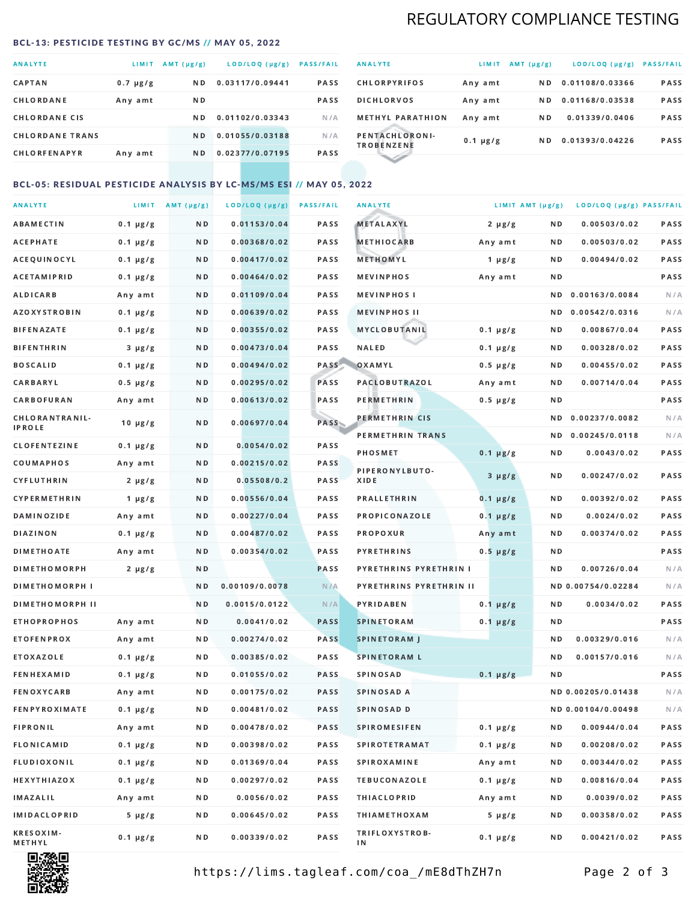# REGULATORY COMPLIANCE TESTING

## BCL-13: PESTICIDE TESTING BY GC/MS // MAY 05, 2022

| ANALYTE | LIMIT | AMT (µg/g) | LOD/LOQ (µg/g) | PASS/FAIL |
|---|---|---|---|---|
| CAPTAN | 0.7 µg/g | ND | 0.03117/0.09441 | PASS |
| CHLORDANE | Any amt | ND | | PASS |
| CHLORDANE CIS | | ND | 0.01102/0.03343 | N/A |
| CHLORDANE TRANS | | ND | 0.01055/0.03188 | N/A |
| CHLORFENAPYR | Any amt | ND | 0.02377/0.07195 | PASS |
| CHLORPYRIFOS | Any amt | ND | 0.01108/0.03366 | PASS |
| DICHLORVOS | Any amt | ND | 0.01168/0.03538 | PASS |
| METHYL PARATHION | Any amt | ND | 0.01339/0.0406 | PASS |
| PENTACHLORONITROBENZENE | 0.1 µg/g | ND | 0.01393/0.04226 | PASS |

## BCL-05: RESIDUAL PESTICIDE ANALYSIS BY LC-MS/MS ESI // MAY 05, 2022

| ANALYTE | LIMIT | AMT (µg/g) | LOD/LOQ (µg/g) | PASS/FAIL |
|---|---|---|---|---|
| ABAMECTIN | 0.1 µg/g | ND | 0.01153/0.04 | PASS |
| ACEPHATE | 0.1 µg/g | ND | 0.00368/0.02 | PASS |
| ACEQUINOCYL | 0.1 µg/g | ND | 0.00417/0.02 | PASS |
| ACETAMIPRID | 0.1 µg/g | ND | 0.00464/0.02 | PASS |
| ALDICARB | Any amt | ND | 0.01109/0.04 | PASS |
| AZOXYSTROBIN | 0.1 µg/g | ND | 0.00639/0.02 | PASS |
| BIFENAZATE | 0.1 µg/g | ND | 0.00355/0.02 | PASS |
| BIFENTHRIN | 3 µg/g | ND | 0.00473/0.04 | PASS |
| BOSCALID | 0.1 µg/g | ND | 0.00494/0.02 | PASS |
| CARBARYL | 0.5 µg/g | ND | 0.00295/0.02 | PASS |
| CARBOFURAN | Any amt | ND | 0.00613/0.02 | PASS |
| CHLORANTRANILIPROLE | 10 µg/g | ND | 0.00697/0.04 | PASS |
| CLOFENTEZINE | 0.1 µg/g | ND | 0.0054/0.02 | PASS |
| COUMAPHOS | Any amt | ND | 0.00215/0.02 | PASS |
| CYFLUTHRIN | 2 µg/g | ND | 0.05508/0.2 | PASS |
| CYPERMETHRIN | 1 µg/g | ND | 0.00556/0.04 | PASS |
| DAMINOZIDE | Any amt | ND | 0.00227/0.04 | PASS |
| DIAZINON | 0.1 µg/g | ND | 0.00487/0.02 | PASS |
| DIMETHOATE | Any amt | ND | 0.00354/0.02 | PASS |
| DIMETHOMORPH | 2 µg/g | ND | | PASS |
| DIMETHOMORPH I | | ND | 0.00109/0.0078 | N/A |
| DIMETHOMORPH II | | ND | 0.0015/0.0122 | N/A |
| ETHOPROPHOS | Any amt | ND | 0.0041/0.02 | PASS |
| ETOFENPROX | Any amt | ND | 0.00274/0.02 | PASS |
| ETOXAZOLE | 0.1 µg/g | ND | 0.00385/0.02 | PASS |
| FENHEXAMID | 0.1 µg/g | ND | 0.01055/0.02 | PASS |
| FENOXYCARB | Any amt | ND | 0.00175/0.02 | PASS |
| FENPYROXIMATE | 0.1 µg/g | ND | 0.00481/0.02 | PASS |
| FIPRONIL | Any amt | ND | 0.00478/0.02 | PASS |
| FLONICAMID | 0.1 µg/g | ND | 0.00398/0.02 | PASS |
| FLUDIOXONIL | 0.1 µg/g | ND | 0.01369/0.04 | PASS |
| HEXYTHIAZOX | 0.1 µg/g | ND | 0.00297/0.02 | PASS |
| IMAZALIL | Any amt | ND | 0.0056/0.02 | PASS |
| IMIDACLOPRID | 5 µg/g | ND | 0.00645/0.02 | PASS |
| KRESOXIM-METHYL | 0.1 µg/g | ND | 0.00339/0.02 | PASS |
| METALAXYL | 2 µg/g | ND | 0.00503/0.02 | PASS |
| METHIOCARB | Any amt | ND | 0.00503/0.02 | PASS |
| METHOMYL | 1 µg/g | ND | 0.00494/0.02 | PASS |
| MEVINPHOS | Any amt | ND | | PASS |
| MEVINPHOS I | | ND | 0.00163/0.0084 | N/A |
| MEVINPHOS II | | ND | 0.00542/0.0316 | N/A |
| MYCLOBUTANIL | 0.1 µg/g | ND | 0.00867/0.04 | PASS |
| NALED | 0.1 µg/g | ND | 0.00328/0.02 | PASS |
| OXAMYL | 0.5 µg/g | ND | 0.00455/0.02 | PASS |
| PACLOBUTRAZOL | Any amt | ND | 0.00714/0.04 | PASS |
| PERMETHRIN | 0.5 µg/g | ND | | PASS |
| PERMETHRIN CIS | | ND | 0.00237/0.0082 | N/A |
| PERMETHRIN TRANS | | ND | 0.00245/0.0118 | N/A |
| PHOSMET | 0.1 µg/g | ND | 0.0043/0.02 | PASS |
| PIPERONYLBUTOXIDE | 3 µg/g | ND | 0.00247/0.02 | PASS |
| PRALLETHRIN | 0.1 µg/g | ND | 0.00392/0.02 | PASS |
| PROPICONAZOLE | 0.1 µg/g | ND | 0.0024/0.02 | PASS |
| PROPOXUR | Any amt | ND | 0.00374/0.02 | PASS |
| PYRETHRINS | 0.5 µg/g | ND | | PASS |
| PYRETHRINS PYRETHRIN I | | ND | 0.00726/0.04 | N/A |
| PYRETHRINS PYRETHRIN II | | ND | 0.00754/0.02284 | N/A |
| PYRIDABEN | 0.1 µg/g | ND | 0.0034/0.02 | PASS |
| SPINETORAM | 0.1 µg/g | ND | | PASS |
| SPINETORAM J | | ND | 0.00329/0.016 | N/A |
| SPINETORAM L | | ND | 0.00157/0.016 | N/A |
| SPINOSAD | 0.1 µg/g | ND | | PASS |
| SPINOSAD A | | ND | 0.00205/0.01438 | N/A |
| SPINOSAD D | | ND | 0.00104/0.00498 | N/A |
| SPIROMESIFEN | 0.1 µg/g | ND | 0.00944/0.04 | PASS |
| SPIROTETRAMAT | 0.1 µg/g | ND | 0.00208/0.02 | PASS |
| SPIROXAMINE | Any amt | ND | 0.00344/0.02 | PASS |
| TEBUCONAZOLE | 0.1 µg/g | ND | 0.00816/0.04 | PASS |
| THIACLOPRID | Any amt | ND | 0.0039/0.02 | PASS |
| THIAMETHOXAM | 5 µg/g | ND | 0.00358/0.02 | PASS |
| TRIFLOXYSTROBIN | 0.1 µg/g | ND | 0.00421/0.02 | PASS |

https://lims.tagleaf.com/coa_/mE8dThZH7n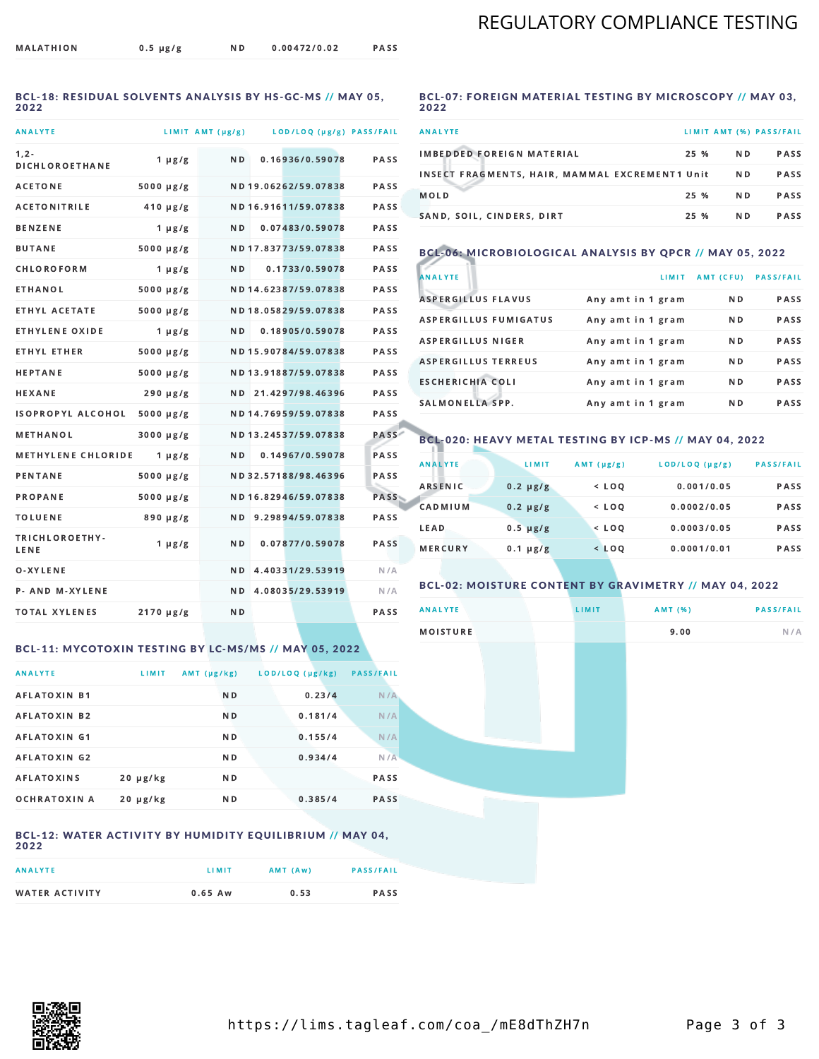# REGULATORY COMPLIANCE TESTING

| | | | | |
|---|---|---|---|---|
| MALATHION | 0.5 µg/g | ND | 0.00472/0.02 | PASS |

## BCL-18: RESIDUAL SOLVENTS ANALYSIS BY HS-GC-MS // MAY 05, 2022

| ANALYTE | LIMIT | AMT (µg/g) | LOD/LOQ (µg/g) | PASS/FAIL |
|---|---|---|---|---|
| 1,2-DICHLOROETHANE | 1 µg/g | ND | 0.16936/0.59078 | PASS |
| ACETONE | 5000 µg/g | ND | 19.06262/59.07838 | PASS |
| ACETONITRILE | 410 µg/g | ND | 16.91611/59.07838 | PASS |
| BENZENE | 1 µg/g | ND | 0.07483/0.59078 | PASS |
| BUTANE | 5000 µg/g | ND | 17.83773/59.07838 | PASS |
| CHLOROFORM | 1 µg/g | ND | 0.1733/0.59078 | PASS |
| ETHANOL | 5000 µg/g | ND | 14.62387/59.07838 | PASS |
| ETHYL ACETATE | 5000 µg/g | ND | 18.05829/59.07838 | PASS |
| ETHYLENE OXIDE | 1 µg/g | ND | 0.18905/0.59078 | PASS |
| ETHYL ETHER | 5000 µg/g | ND | 15.90784/59.07838 | PASS |
| HEPTANE | 5000 µg/g | ND | 13.91887/59.07838 | PASS |
| HEXANE | 290 µg/g | ND | 21.4297/98.46396 | PASS |
| ISOPROPYL ALCOHOL | 5000 µg/g | ND | 14.76959/59.07838 | PASS |
| METHANOL | 3000 µg/g | ND | 13.24537/59.07838 | PASS |
| METHYLENE CHLORIDE | 1 µg/g | ND | 0.14967/0.59078 | PASS |
| PENTANE | 5000 µg/g | ND | 32.57188/98.46396 | PASS |
| PROPANE | 5000 µg/g | ND | 16.82946/59.07838 | PASS |
| TOLUENE | 890 µg/g | ND | 9.29894/59.07838 | PASS |
| TRICHLOROETHYLENE | 1 µg/g | ND | 0.07877/0.59078 | PASS |
| O-XYLENE | | ND | 4.40331/29.53919 | N/A |
| P- AND M-XYLENE | | ND | 4.08035/29.53919 | N/A |
| TOTAL XYLENES | 2170 µg/g | ND | | PASS |

## BCL-11: MYCOTOXIN TESTING BY LC-MS/MS // MAY 05, 2022

| ANALYTE | LIMIT | AMT (µg/kg) | LOD/LOQ (µg/kg) | PASS/FAIL |
|---|---|---|---|---|
| AFLATOXIN B1 | | ND | 0.23/4 | N/A |
| AFLATOXIN B2 | | ND | 0.181/4 | N/A |
| AFLATOXIN G1 | | ND | 0.155/4 | N/A |
| AFLATOXIN G2 | | ND | 0.934/4 | N/A |
| AFLATOXINS | 20 µg/kg | ND | | PASS |
| OCHRATOXIN A | 20 µg/kg | ND | 0.385/4 | PASS |

## BCL-12: WATER ACTIVITY BY HUMIDITY EQUILIBRIUM // MAY 04, 2022

| ANALYTE | LIMIT | AMT (Aw) | PASS/FAIL |
|---|---|---|---|
| WATER ACTIVITY | 0.65 Aw | 0.53 | PASS |

## BCL-07: FOREIGN MATERIAL TESTING BY MICROSCOPY // MAY 03, 2022

| ANALYTE | LIMIT | AMT (%) | PASS/FAIL |
|---|---|---|---|
| IMBEDDED FOREIGN MATERIAL | 25 % | ND | PASS |
| INSECT FRAGMENTS, HAIR, MAMMAL EXCREMENT | 1 Unit | ND | PASS |
| MOLD | 25 % | ND | PASS |
| SAND, SOIL, CINDERS, DIRT | 25 % | ND | PASS |

## BCL-06: MICROBIOLOGICAL ANALYSIS BY QPCR // MAY 05, 2022

| ANALYTE | LIMIT | AMT (CFU) | PASS/FAIL |
|---|---|---|---|
| ASPERGILLUS FLAVUS | Any amt in 1 gram | ND | PASS |
| ASPERGILLUS FUMIGATUS | Any amt in 1 gram | ND | PASS |
| ASPERGILLUS NIGER | Any amt in 1 gram | ND | PASS |
| ASPERGILLUS TERREUS | Any amt in 1 gram | ND | PASS |
| ESCHERICHIA COLI | Any amt in 1 gram | ND | PASS |
| SALMONELLA SPP. | Any amt in 1 gram | ND | PASS |

## BCL-020: HEAVY METAL TESTING BY ICP-MS // MAY 04, 2022

| ANALYTE | LIMIT | AMT (µg/g) | LOD/LOQ (µg/g) | PASS/FAIL |
|---|---|---|---|---|
| ARSENIC | 0.2 µg/g | < LOQ | 0.001/0.05 | PASS |
| CADMIUM | 0.2 µg/g | < LOQ | 0.0002/0.05 | PASS |
| LEAD | 0.5 µg/g | < LOQ | 0.0003/0.05 | PASS |
| MERCURY | 0.1 µg/g | < LOQ | 0.0001/0.01 | PASS |

## BCL-02: MOISTURE CONTENT BY GRAVIMETRY // MAY 04, 2022

| ANALYTE | LIMIT | AMT (%) | PASS/FAIL |
|---|---|---|---|
| MOISTURE | | 9.00 | N/A |

https://lims.tagleaf.com/coa_/mE8dThZH7n